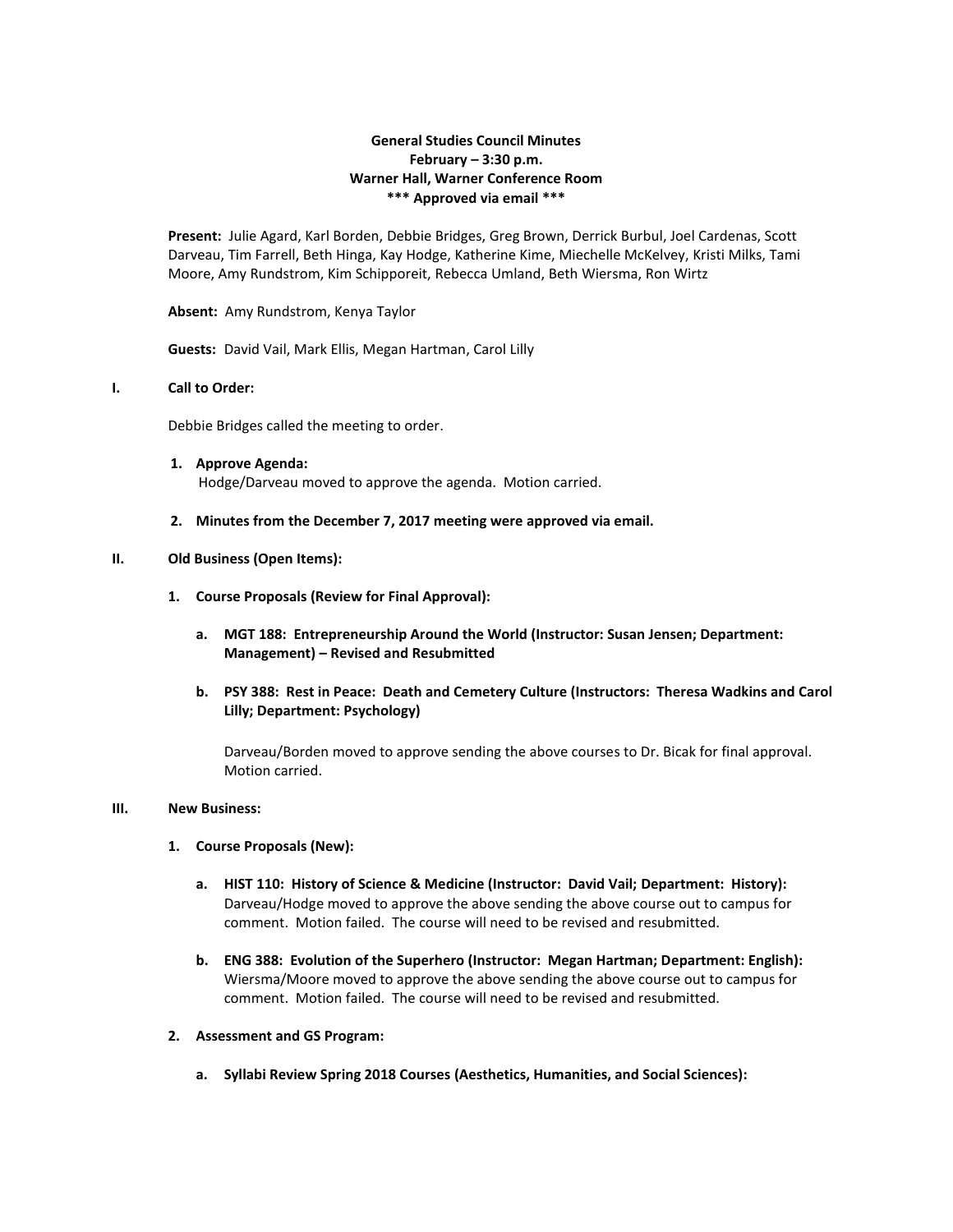**General Studies Council Minutes**
**February – 3:30 p.m.**
**Warner Hall, Warner Conference Room**
**\*\*\* Approved via email \*\*\***

**Present:** Julie Agard, Karl Borden, Debbie Bridges, Greg Brown, Derrick Burbul, Joel Cardenas, Scott Darveau, Tim Farrell, Beth Hinga, Kay Hodge, Katherine Kime, Miechelle McKelvey, Kristi Milks, Tami Moore, Amy Rundstrom, Kim Schipporeit, Rebecca Umland, Beth Wiersma, Ron Wirtz

**Absent:** Amy Rundstrom, Kenya Taylor

**Guests:** David Vail, Mark Ellis, Megan Hartman, Carol Lilly

## I. Call to Order:

Debbie Bridges called the meeting to order.

1. **Approve Agenda:**
   Hodge/Darveau moved to approve the agenda. Motion carried.

2. **Minutes from the December 7, 2017 meeting were approved via email.**

## II. Old Business (Open Items):

1. **Course Proposals (Review for Final Approval):**

   a. **MGT 188: Entrepreneurship Around the World (Instructor: Susan Jensen; Department: Management) – Revised and Resubmitted**

   b. **PSY 388: Rest in Peace: Death and Cemetery Culture (Instructors: Theresa Wadkins and Carol Lilly; Department: Psychology)**

      Darveau/Borden moved to approve sending the above courses to Dr. Bicak for final approval. Motion carried.

## III. New Business:

1. **Course Proposals (New):**

   a. **HIST 110: History of Science & Medicine (Instructor: David Vail; Department: History):** Darveau/Hodge moved to approve the above sending the above course out to campus for comment. Motion failed. The course will need to be revised and resubmitted.

   b. **ENG 388: Evolution of the Superhero (Instructor: Megan Hartman; Department: English):** Wiersma/Moore moved to approve the above sending the above course out to campus for comment. Motion failed. The course will need to be revised and resubmitted.

2. **Assessment and GS Program:**

   a. **Syllabi Review Spring 2018 Courses (Aesthetics, Humanities, and Social Sciences):**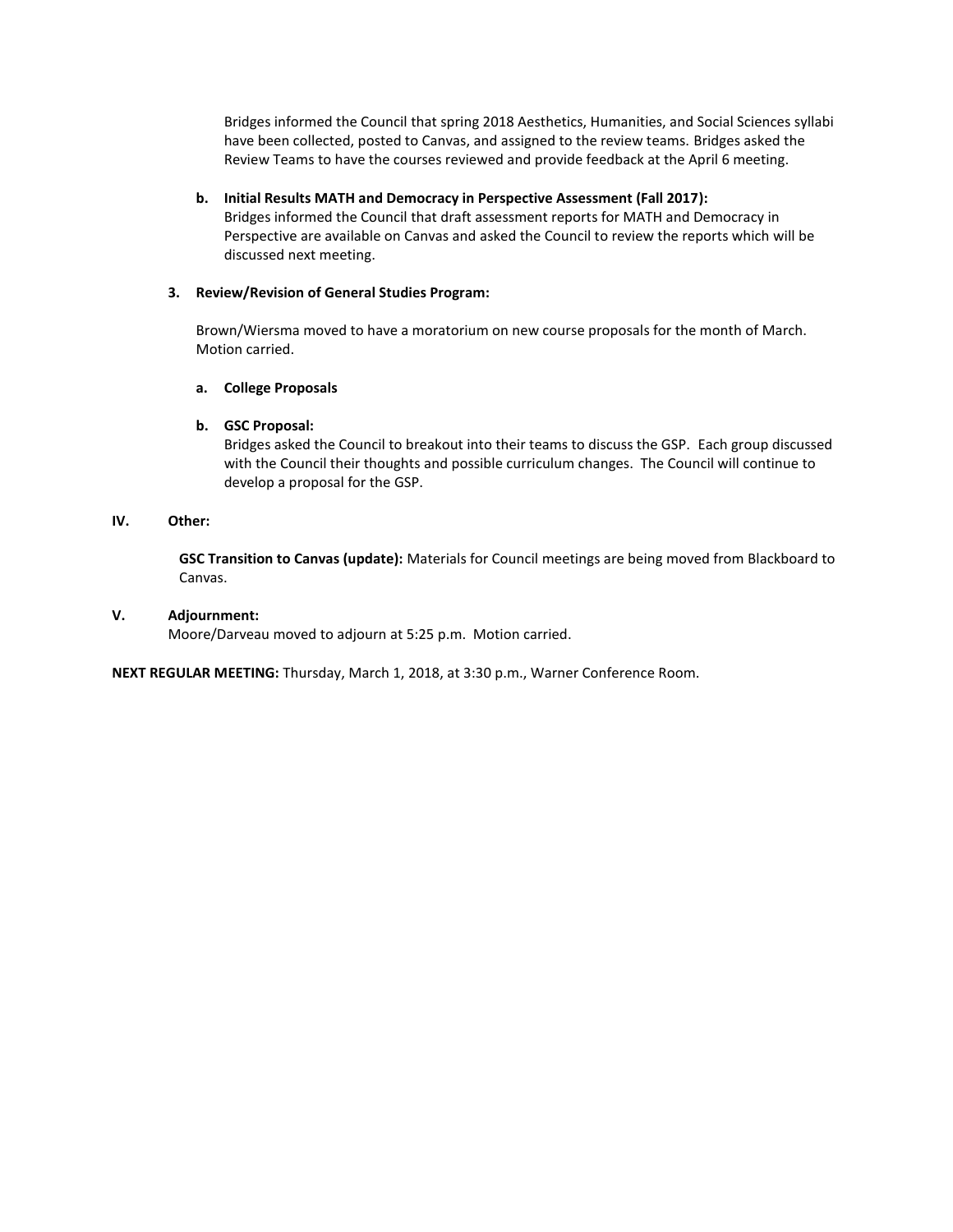Bridges informed the Council that spring 2018 Aesthetics, Humanities, and Social Sciences syllabi have been collected, posted to Canvas, and assigned to the review teams. Bridges asked the Review Teams to have the courses reviewed and provide feedback at the April 6 meeting.

**b. Initial Results MATH and Democracy in Perspective Assessment (Fall 2017):**
Bridges informed the Council that draft assessment reports for MATH and Democracy in Perspective are available on Canvas and asked the Council to review the reports which will be discussed next meeting.

**3. Review/Revision of General Studies Program:**

Brown/Wiersma moved to have a moratorium on new course proposals for the month of March. Motion carried.

**a. College Proposals**

**b. GSC Proposal:**
Bridges asked the Council to breakout into their teams to discuss the GSP. Each group discussed with the Council their thoughts and possible curriculum changes. The Council will continue to develop a proposal for the GSP.

**IV. Other:**

**GSC Transition to Canvas (update):** Materials for Council meetings are being moved from Blackboard to Canvas.

**V. Adjournment:**
Moore/Darveau moved to adjourn at 5:25 p.m. Motion carried.

**NEXT REGULAR MEETING:** Thursday, March 1, 2018, at 3:30 p.m., Warner Conference Room.